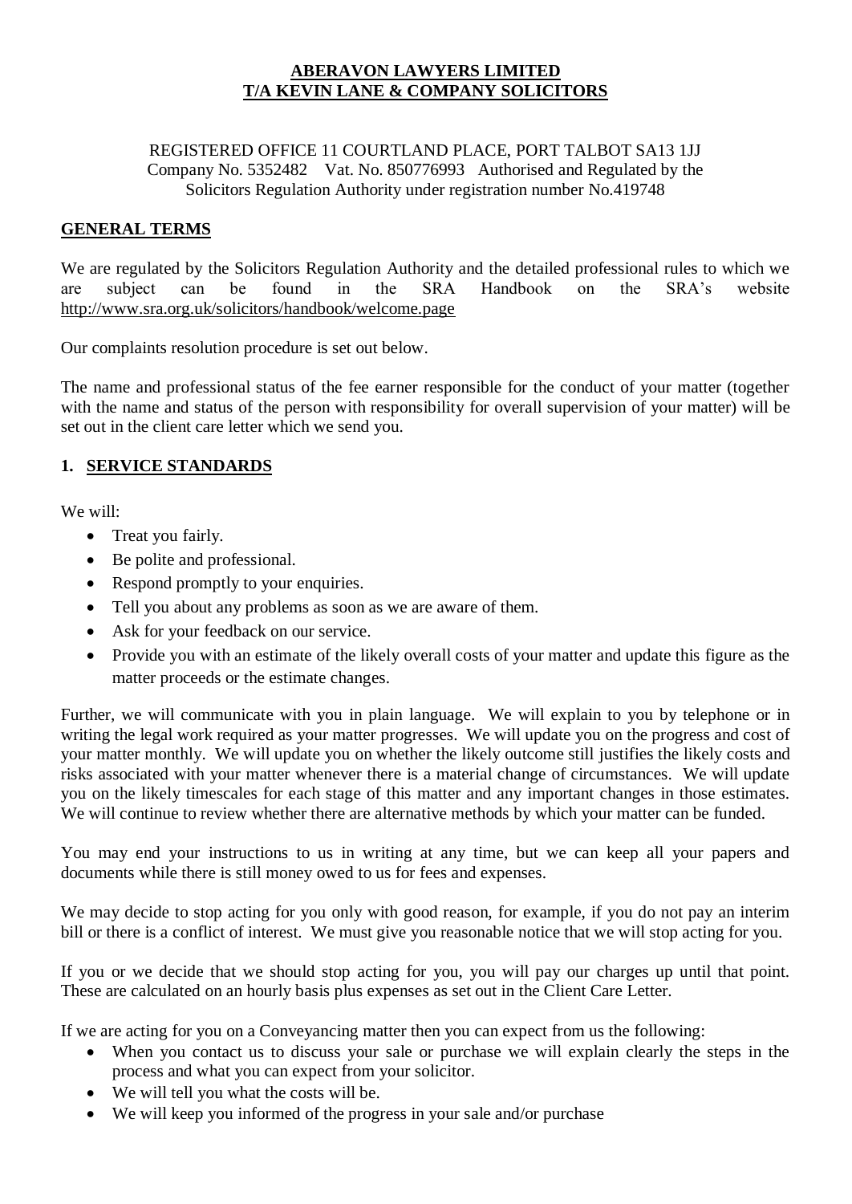# ABERAVON LAWYERS LIMITED
# T/A KEVIN LANE & COMPANY SOLICITORS

REGISTERED OFFICE 11 COURTLAND PLACE, PORT TALBOT SA13 1JJ
Company No. 5352482 Vat. No. 850776993 Authorised and Regulated by the Solicitors Regulation Authority under registration number No.419748

## GENERAL TERMS

We are regulated by the Solicitors Regulation Authority and the detailed professional rules to which we are subject can be found in the SRA Handbook on the SRA's website http://www.sra.org.uk/solicitors/handbook/welcome.page

Our complaints resolution procedure is set out below.

The name and professional status of the fee earner responsible for the conduct of your matter (together with the name and status of the person with responsibility for overall supervision of your matter) will be set out in the client care letter which we send you.

## 1. SERVICE STANDARDS

We will:

- Treat you fairly.
- Be polite and professional.
- Respond promptly to your enquiries.
- Tell you about any problems as soon as we are aware of them.
- Ask for your feedback on our service.
- Provide you with an estimate of the likely overall costs of your matter and update this figure as the matter proceeds or the estimate changes.

Further, we will communicate with you in plain language. We will explain to you by telephone or in writing the legal work required as your matter progresses. We will update you on the progress and cost of your matter monthly. We will update you on whether the likely outcome still justifies the likely costs and risks associated with your matter whenever there is a material change of circumstances. We will update you on the likely timescales for each stage of this matter and any important changes in those estimates. We will continue to review whether there are alternative methods by which your matter can be funded.

You may end your instructions to us in writing at any time, but we can keep all your papers and documents while there is still money owed to us for fees and expenses.

We may decide to stop acting for you only with good reason, for example, if you do not pay an interim bill or there is a conflict of interest. We must give you reasonable notice that we will stop acting for you.

If you or we decide that we should stop acting for you, you will pay our charges up until that point. These are calculated on an hourly basis plus expenses as set out in the Client Care Letter.

If we are acting for you on a Conveyancing matter then you can expect from us the following:

- When you contact us to discuss your sale or purchase we will explain clearly the steps in the process and what you can expect from your solicitor.
- We will tell you what the costs will be.
- We will keep you informed of the progress in your sale and/or purchase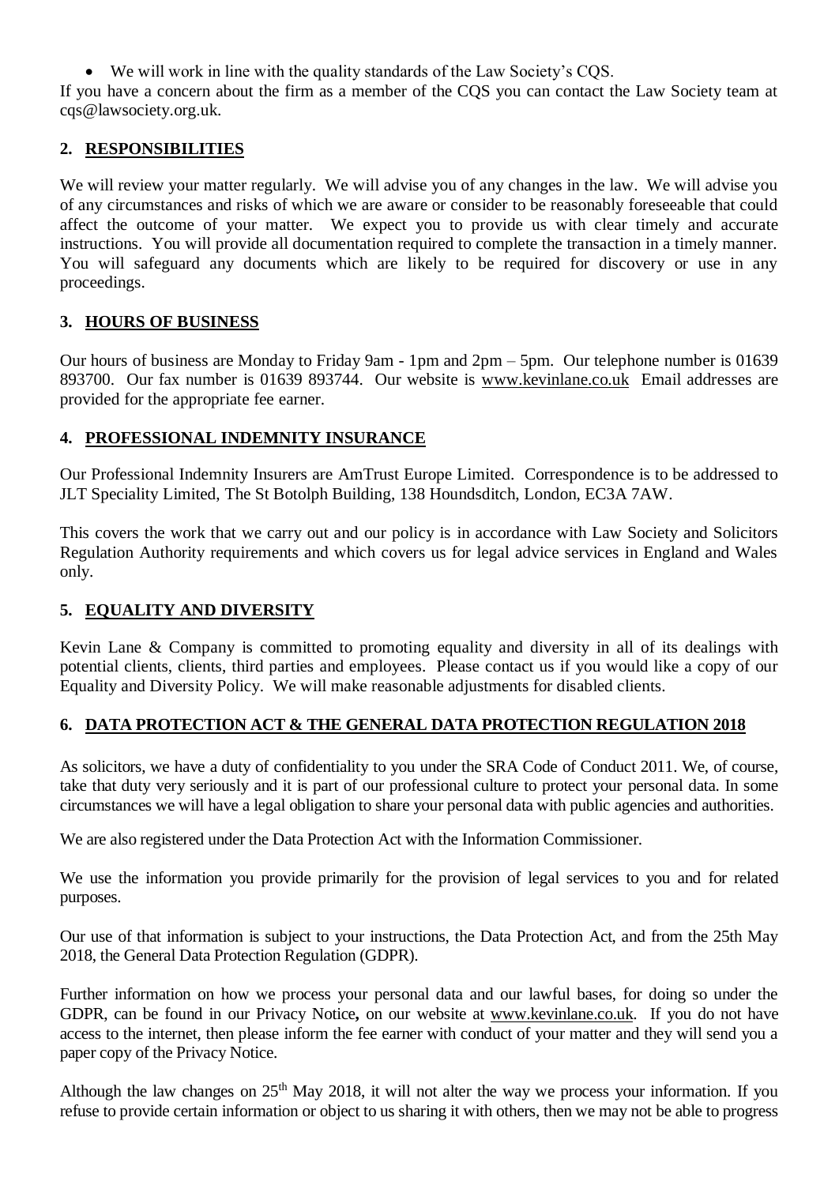- We will work in line with the quality standards of the Law Society's CQS.

If you have a concern about the firm as a member of the CQS you can contact the Law Society team at cqs@lawsociety.org.uk.

## 2. RESPONSIBILITIES

We will review your matter regularly. We will advise you of any changes in the law. We will advise you of any circumstances and risks of which we are aware or consider to be reasonably foreseeable that could affect the outcome of your matter. We expect you to provide us with clear timely and accurate instructions. You will provide all documentation required to complete the transaction in a timely manner. You will safeguard any documents which are likely to be required for discovery or use in any proceedings.

## 3. HOURS OF BUSINESS

Our hours of business are Monday to Friday 9am - 1pm and 2pm – 5pm. Our telephone number is 01639 893700. Our fax number is 01639 893744. Our website is www.kevinlane.co.uk Email addresses are provided for the appropriate fee earner.

## 4. PROFESSIONAL INDEMNITY INSURANCE

Our Professional Indemnity Insurers are AmTrust Europe Limited. Correspondence is to be addressed to JLT Speciality Limited, The St Botolph Building, 138 Houndsditch, London, EC3A 7AW.

This covers the work that we carry out and our policy is in accordance with Law Society and Solicitors Regulation Authority requirements and which covers us for legal advice services in England and Wales only.

## 5. EQUALITY AND DIVERSITY

Kevin Lane & Company is committed to promoting equality and diversity in all of its dealings with potential clients, clients, third parties and employees. Please contact us if you would like a copy of our Equality and Diversity Policy. We will make reasonable adjustments for disabled clients.

## 6. DATA PROTECTION ACT & THE GENERAL DATA PROTECTION REGULATION 2018

As solicitors, we have a duty of confidentiality to you under the SRA Code of Conduct 2011. We, of course, take that duty very seriously and it is part of our professional culture to protect your personal data. In some circumstances we will have a legal obligation to share your personal data with public agencies and authorities.

We are also registered under the Data Protection Act with the Information Commissioner.

We use the information you provide primarily for the provision of legal services to you and for related purposes.

Our use of that information is subject to your instructions, the Data Protection Act, and from the 25th May 2018, the General Data Protection Regulation (GDPR).

Further information on how we process your personal data and our lawful bases, for doing so under the GDPR, can be found in our Privacy Notice**,** on our website at www.kevinlane.co.uk. If you do not have access to the internet, then please inform the fee earner with conduct of your matter and they will send you a paper copy of the Privacy Notice.

Although the law changes on 25th May 2018, it will not alter the way we process your information. If you refuse to provide certain information or object to us sharing it with others, then we may not be able to progress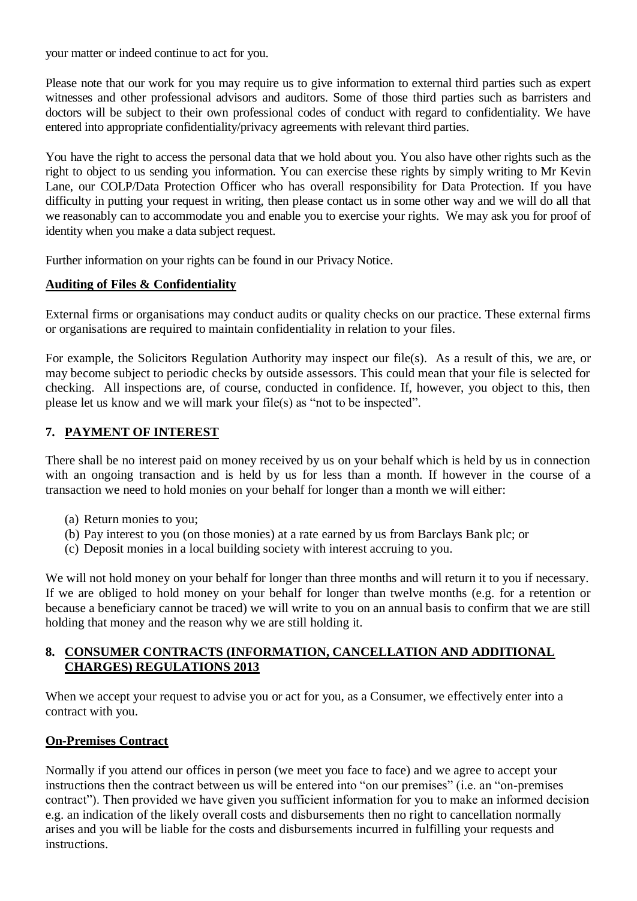your matter or indeed continue to act for you.

Please note that our work for you may require us to give information to external third parties such as expert witnesses and other professional advisors and auditors. Some of those third parties such as barristers and doctors will be subject to their own professional codes of conduct with regard to confidentiality. We have entered into appropriate confidentiality/privacy agreements with relevant third parties.

You have the right to access the personal data that we hold about you. You also have other rights such as the right to object to us sending you information. You can exercise these rights by simply writing to Mr Kevin Lane, our COLP/Data Protection Officer who has overall responsibility for Data Protection. If you have difficulty in putting your request in writing, then please contact us in some other way and we will do all that we reasonably can to accommodate you and enable you to exercise your rights. We may ask you for proof of identity when you make a data subject request.

Further information on your rights can be found in our Privacy Notice.

**Auditing of Files & Confidentiality**

External firms or organisations may conduct audits or quality checks on our practice. These external firms or organisations are required to maintain confidentiality in relation to your files.

For example, the Solicitors Regulation Authority may inspect our file(s). As a result of this, we are, or may become subject to periodic checks by outside assessors. This could mean that your file is selected for checking. All inspections are, of course, conducted in confidence. If, however, you object to this, then please let us know and we will mark your file(s) as "not to be inspected".

## 7. PAYMENT OF INTEREST

There shall be no interest paid on money received by us on your behalf which is held by us in connection with an ongoing transaction and is held by us for less than a month. If however in the course of a transaction we need to hold monies on your behalf for longer than a month we will either:

(a) Return monies to you;
(b) Pay interest to you (on those monies) at a rate earned by us from Barclays Bank plc; or
(c) Deposit monies in a local building society with interest accruing to you.

We will not hold money on your behalf for longer than three months and will return it to you if necessary. If we are obliged to hold money on your behalf for longer than twelve months (e.g. for a retention or because a beneficiary cannot be traced) we will write to you on an annual basis to confirm that we are still holding that money and the reason why we are still holding it.

## 8. CONSUMER CONTRACTS (INFORMATION, CANCELLATION AND ADDITIONAL CHARGES) REGULATIONS 2013

When we accept your request to advise you or act for you, as a Consumer, we effectively enter into a contract with you.

**On-Premises Contract**

Normally if you attend our offices in person (we meet you face to face) and we agree to accept your instructions then the contract between us will be entered into "on our premises" (i.e. an "on-premises contract"). Then provided we have given you sufficient information for you to make an informed decision e.g. an indication of the likely overall costs and disbursements then no right to cancellation normally arises and you will be liable for the costs and disbursements incurred in fulfilling your requests and instructions.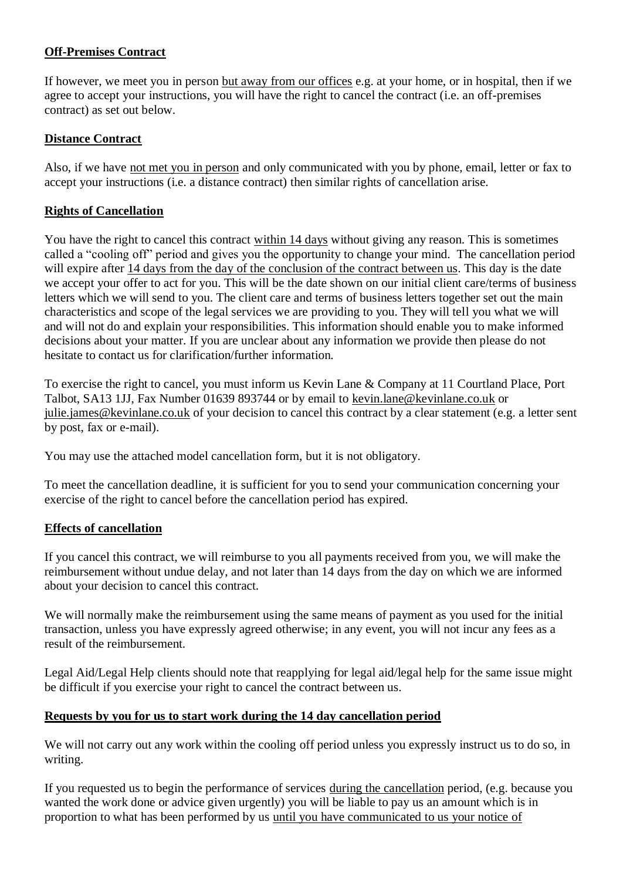**Off-Premises Contract**

If however, we meet you in person <u>but away from our offices</u> e.g. at your home, or in hospital, then if we agree to accept your instructions, you will have the right to cancel the contract (i.e. an off-premises contract) as set out below.

**Distance Contract**

Also, if we have <u>not met you in person</u> and only communicated with you by phone, email, letter or fax to accept your instructions (i.e. a distance contract) then similar rights of cancellation arise.

**Rights of Cancellation**

You have the right to cancel this contract <u>within 14 days</u> without giving any reason. This is sometimes called a "cooling off" period and gives you the opportunity to change your mind. The cancellation period will expire after <u>14 days from the day of the conclusion of the contract between us</u>. This day is the date we accept your offer to act for you. This will be the date shown on our initial client care/terms of business letters which we will send to you. The client care and terms of business letters together set out the main characteristics and scope of the legal services we are providing to you. They will tell you what we will and will not do and explain your responsibilities. This information should enable you to make informed decisions about your matter. If you are unclear about any information we provide then please do not hesitate to contact us for clarification/further information.

To exercise the right to cancel, you must inform us Kevin Lane & Company at 11 Courtland Place, Port Talbot, SA13 1JJ, Fax Number 01639 893744 or by email to kevin.lane@kevinlane.co.uk or julie.james@kevinlane.co.uk of your decision to cancel this contract by a clear statement (e.g. a letter sent by post, fax or e-mail).

You may use the attached model cancellation form, but it is not obligatory.

To meet the cancellation deadline, it is sufficient for you to send your communication concerning your exercise of the right to cancel before the cancellation period has expired.

**Effects of cancellation**

If you cancel this contract, we will reimburse to you all payments received from you, we will make the reimbursement without undue delay, and not later than 14 days from the day on which we are informed about your decision to cancel this contract.

We will normally make the reimbursement using the same means of payment as you used for the initial transaction, unless you have expressly agreed otherwise; in any event, you will not incur any fees as a result of the reimbursement.

Legal Aid/Legal Help clients should note that reapplying for legal aid/legal help for the same issue might be difficult if you exercise your right to cancel the contract between us.

**Requests by you for us to start work during the 14 day cancellation period**

We will not carry out any work within the cooling off period unless you expressly instruct us to do so, in writing.

If you requested us to begin the performance of services <u>during the cancellation</u> period, (e.g. because you wanted the work done or advice given urgently) you will be liable to pay us an amount which is in proportion to what has been performed by us <u>until you have communicated to us your notice of</u>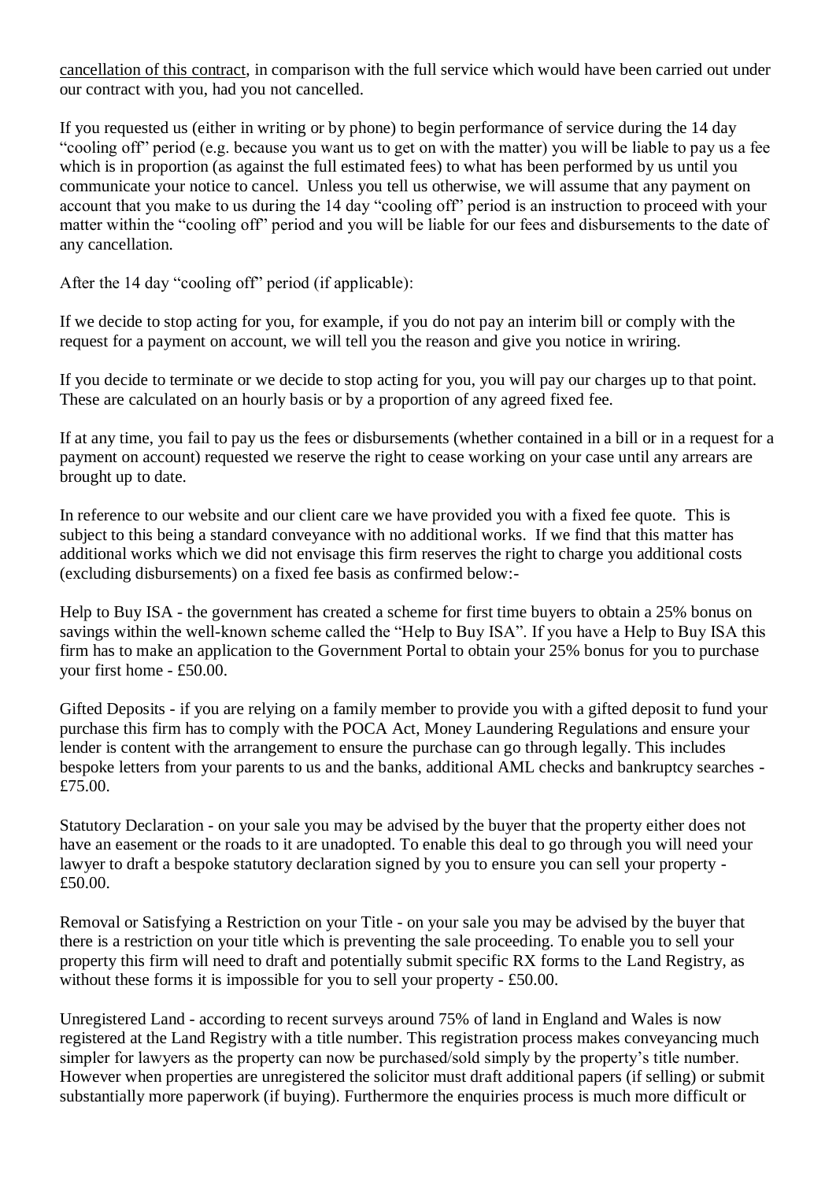cancellation of this contract, in comparison with the full service which would have been carried out under our contract with you, had you not cancelled.

If you requested us (either in writing or by phone) to begin performance of service during the 14 day "cooling off" period (e.g. because you want us to get on with the matter) you will be liable to pay us a fee which is in proportion (as against the full estimated fees) to what has been performed by us until you communicate your notice to cancel. Unless you tell us otherwise, we will assume that any payment on account that you make to us during the 14 day "cooling off" period is an instruction to proceed with your matter within the "cooling off" period and you will be liable for our fees and disbursements to the date of any cancellation.

After the 14 day "cooling off" period (if applicable):

If we decide to stop acting for you, for example, if you do not pay an interim bill or comply with the request for a payment on account, we will tell you the reason and give you notice in wriring.

If you decide to terminate or we decide to stop acting for you, you will pay our charges up to that point. These are calculated on an hourly basis or by a proportion of any agreed fixed fee.

If at any time, you fail to pay us the fees or disbursements (whether contained in a bill or in a request for a payment on account) requested we reserve the right to cease working on your case until any arrears are brought up to date.

In reference to our website and our client care we have provided you with a fixed fee quote. This is subject to this being a standard conveyance with no additional works. If we find that this matter has additional works which we did not envisage this firm reserves the right to charge you additional costs (excluding disbursements) on a fixed fee basis as confirmed below:-

Help to Buy ISA - the government has created a scheme for first time buyers to obtain a 25% bonus on savings within the well-known scheme called the "Help to Buy ISA". If you have a Help to Buy ISA this firm has to make an application to the Government Portal to obtain your 25% bonus for you to purchase your first home - £50.00.

Gifted Deposits - if you are relying on a family member to provide you with a gifted deposit to fund your purchase this firm has to comply with the POCA Act, Money Laundering Regulations and ensure your lender is content with the arrangement to ensure the purchase can go through legally. This includes bespoke letters from your parents to us and the banks, additional AML checks and bankruptcy searches - £75.00.

Statutory Declaration - on your sale you may be advised by the buyer that the property either does not have an easement or the roads to it are unadopted. To enable this deal to go through you will need your lawyer to draft a bespoke statutory declaration signed by you to ensure you can sell your property - £50.00.

Removal or Satisfying a Restriction on your Title - on your sale you may be advised by the buyer that there is a restriction on your title which is preventing the sale proceeding. To enable you to sell your property this firm will need to draft and potentially submit specific RX forms to the Land Registry, as without these forms it is impossible for you to sell your property - £50.00.

Unregistered Land - according to recent surveys around 75% of land in England and Wales is now registered at the Land Registry with a title number. This registration process makes conveyancing much simpler for lawyers as the property can now be purchased/sold simply by the property's title number. However when properties are unregistered the solicitor must draft additional papers (if selling) or submit substantially more paperwork (if buying). Furthermore the enquiries process is much more difficult or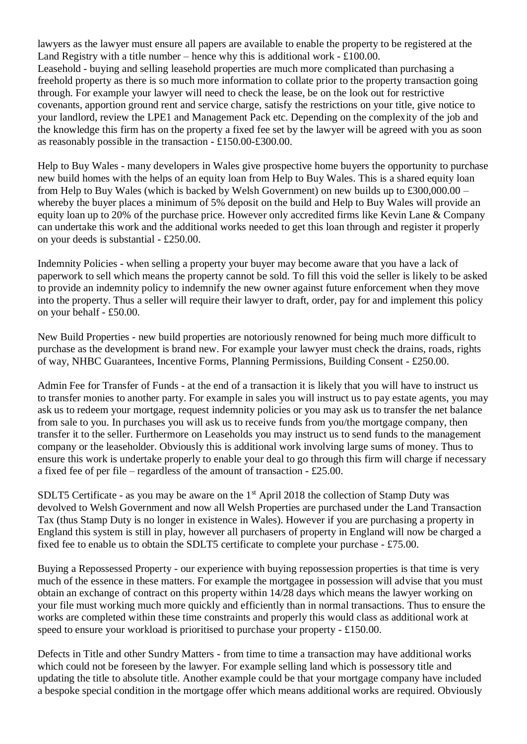lawyers as the lawyer must ensure all papers are available to enable the property to be registered at the Land Registry with a title number – hence why this is additional work - £100.00.
Leasehold - buying and selling leasehold properties are much more complicated than purchasing a freehold property as there is so much more information to collate prior to the property transaction going through. For example your lawyer will need to check the lease, be on the look out for restrictive covenants, apportion ground rent and service charge, satisfy the restrictions on your title, give notice to your landlord, review the LPE1 and Management Pack etc. Depending on the complexity of the job and the knowledge this firm has on the property a fixed fee set by the lawyer will be agreed with you as soon as reasonably possible in the transaction - £150.00-£300.00.

Help to Buy Wales - many developers in Wales give prospective home buyers the opportunity to purchase new build homes with the helps of an equity loan from Help to Buy Wales. This is a shared equity loan from Help to Buy Wales (which is backed by Welsh Government) on new builds up to £300,000.00 – whereby the buyer places a minimum of 5% deposit on the build and Help to Buy Wales will provide an equity loan up to 20% of the purchase price. However only accredited firms like Kevin Lane & Company can undertake this work and the additional works needed to get this loan through and register it properly on your deeds is substantial - £250.00.

Indemnity Policies - when selling a property your buyer may become aware that you have a lack of paperwork to sell which means the property cannot be sold. To fill this void the seller is likely to be asked to provide an indemnity policy to indemnify the new owner against future enforcement when they move into the property. Thus a seller will require their lawyer to draft, order, pay for and implement this policy on your behalf - £50.00.

New Build Properties - new build properties are notoriously renowned for being much more difficult to purchase as the development is brand new. For example your lawyer must check the drains, roads, rights of way, NHBC Guarantees, Incentive Forms, Planning Permissions, Building Consent - £250.00.

Admin Fee for Transfer of Funds - at the end of a transaction it is likely that you will have to instruct us to transfer monies to another party. For example in sales you will instruct us to pay estate agents, you may ask us to redeem your mortgage, request indemnity policies or you may ask us to transfer the net balance from sale to you. In purchases you will ask us to receive funds from you/the mortgage company, then transfer it to the seller. Furthermore on Leaseholds you may instruct us to send funds to the management company or the leaseholder. Obviously this is additional work involving large sums of money. Thus to ensure this work is undertake properly to enable your deal to go through this firm will charge if necessary a fixed fee of per file – regardless of the amount of transaction - £25.00.

SDLT5 Certificate - as you may be aware on the 1st April 2018 the collection of Stamp Duty was devolved to Welsh Government and now all Welsh Properties are purchased under the Land Transaction Tax (thus Stamp Duty is no longer in existence in Wales). However if you are purchasing a property in England this system is still in play, however all purchasers of property in England will now be charged a fixed fee to enable us to obtain the SDLT5 certificate to complete your purchase - £75.00.

Buying a Repossessed Property - our experience with buying repossession properties is that time is very much of the essence in these matters. For example the mortgagee in possession will advise that you must obtain an exchange of contract on this property within 14/28 days which means the lawyer working on your file must working much more quickly and efficiently than in normal transactions. Thus to ensure the works are completed within these time constraints and properly this would class as additional work at speed to ensure your workload is prioritised to purchase your property - £150.00.

Defects in Title and other Sundry Matters - from time to time a transaction may have additional works which could not be foreseen by the lawyer. For example selling land which is possessory title and updating the title to absolute title. Another example could be that your mortgage company have included a bespoke special condition in the mortgage offer which means additional works are required. Obviously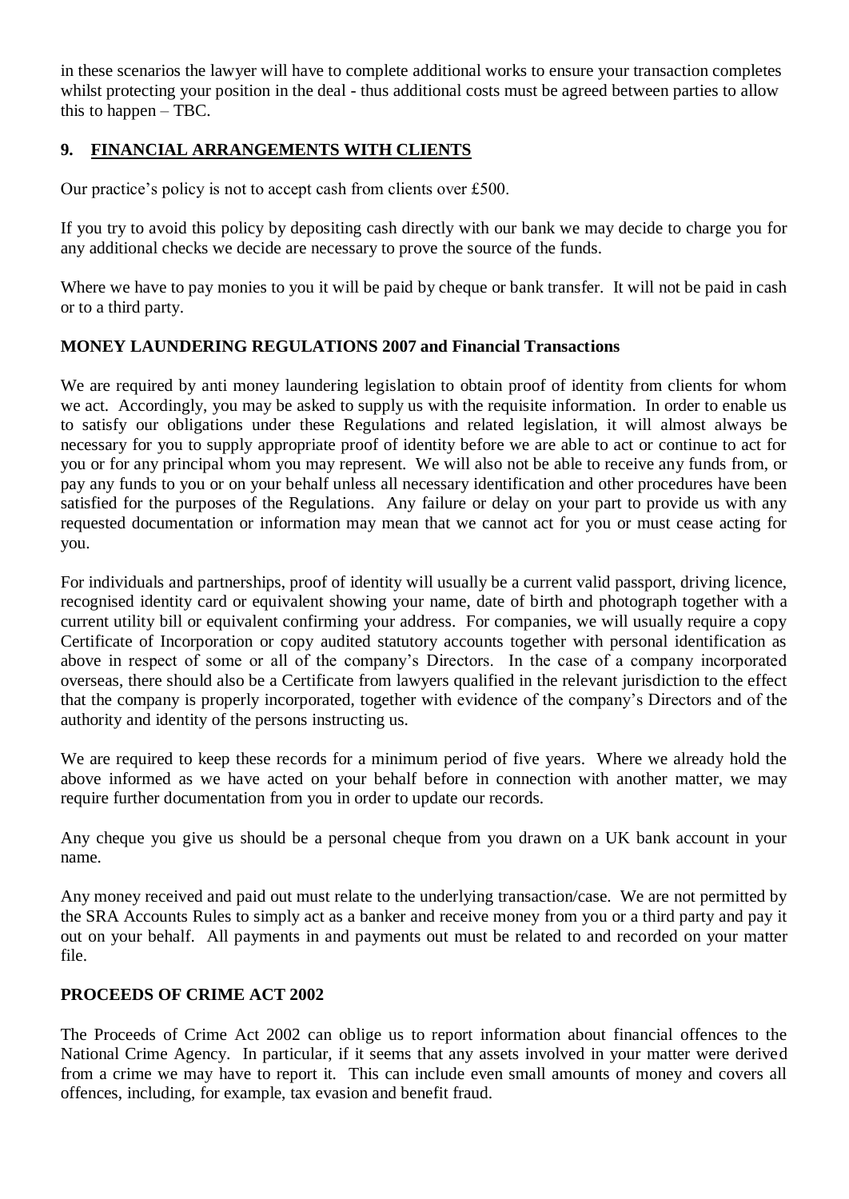in these scenarios the lawyer will have to complete additional works to ensure your transaction completes whilst protecting your position in the deal - thus additional costs must be agreed between parties to allow this to happen – TBC.

## 9. FINANCIAL ARRANGEMENTS WITH CLIENTS

Our practice's policy is not to accept cash from clients over £500.

If you try to avoid this policy by depositing cash directly with our bank we may decide to charge you for any additional checks we decide are necessary to prove the source of the funds.

Where we have to pay monies to you it will be paid by cheque or bank transfer. It will not be paid in cash or to a third party.

### MONEY LAUNDERING REGULATIONS 2007 and Financial Transactions

We are required by anti money laundering legislation to obtain proof of identity from clients for whom we act. Accordingly, you may be asked to supply us with the requisite information. In order to enable us to satisfy our obligations under these Regulations and related legislation, it will almost always be necessary for you to supply appropriate proof of identity before we are able to act or continue to act for you or for any principal whom you may represent. We will also not be able to receive any funds from, or pay any funds to you or on your behalf unless all necessary identification and other procedures have been satisfied for the purposes of the Regulations. Any failure or delay on your part to provide us with any requested documentation or information may mean that we cannot act for you or must cease acting for you.

For individuals and partnerships, proof of identity will usually be a current valid passport, driving licence, recognised identity card or equivalent showing your name, date of birth and photograph together with a current utility bill or equivalent confirming your address. For companies, we will usually require a copy Certificate of Incorporation or copy audited statutory accounts together with personal identification as above in respect of some or all of the company's Directors. In the case of a company incorporated overseas, there should also be a Certificate from lawyers qualified in the relevant jurisdiction to the effect that the company is properly incorporated, together with evidence of the company's Directors and of the authority and identity of the persons instructing us.

We are required to keep these records for a minimum period of five years. Where we already hold the above informed as we have acted on your behalf before in connection with another matter, we may require further documentation from you in order to update our records.

Any cheque you give us should be a personal cheque from you drawn on a UK bank account in your name.

Any money received and paid out must relate to the underlying transaction/case. We are not permitted by the SRA Accounts Rules to simply act as a banker and receive money from you or a third party and pay it out on your behalf. All payments in and payments out must be related to and recorded on your matter file.

### PROCEEDS OF CRIME ACT 2002

The Proceeds of Crime Act 2002 can oblige us to report information about financial offences to the National Crime Agency. In particular, if it seems that any assets involved in your matter were derived from a crime we may have to report it. This can include even small amounts of money and covers all offences, including, for example, tax evasion and benefit fraud.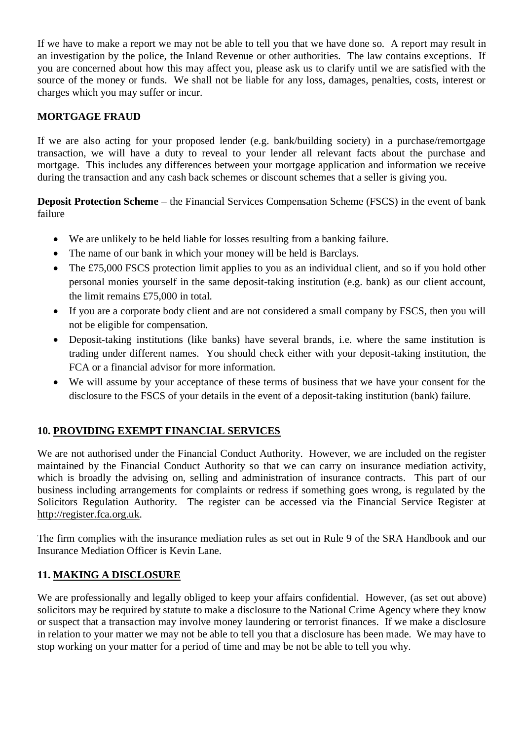If we have to make a report we may not be able to tell you that we have done so. A report may result in an investigation by the police, the Inland Revenue or other authorities. The law contains exceptions. If you are concerned about how this may affect you, please ask us to clarify until we are satisfied with the source of the money or funds. We shall not be liable for any loss, damages, penalties, costs, interest or charges which you may suffer or incur.

**MORTGAGE FRAUD**

If we are also acting for your proposed lender (e.g. bank/building society) in a purchase/remortgage transaction, we will have a duty to reveal to your lender all relevant facts about the purchase and mortgage. This includes any differences between your mortgage application and information we receive during the transaction and any cash back schemes or discount schemes that a seller is giving you.

**Deposit Protection Scheme** – the Financial Services Compensation Scheme (FSCS) in the event of bank failure

- We are unlikely to be held liable for losses resulting from a banking failure.
- The name of our bank in which your money will be held is Barclays.
- The £75,000 FSCS protection limit applies to you as an individual client, and so if you hold other personal monies yourself in the same deposit-taking institution (e.g. bank) as our client account, the limit remains £75,000 in total.
- If you are a corporate body client and are not considered a small company by FSCS, then you will not be eligible for compensation.
- Deposit-taking institutions (like banks) have several brands, i.e. where the same institution is trading under different names. You should check either with your deposit-taking institution, the FCA or a financial advisor for more information.
- We will assume by your acceptance of these terms of business that we have your consent for the disclosure to the FSCS of your details in the event of a deposit-taking institution (bank) failure.

## 10. PROVIDING EXEMPT FINANCIAL SERVICES

We are not authorised under the Financial Conduct Authority. However, we are included on the register maintained by the Financial Conduct Authority so that we can carry on insurance mediation activity, which is broadly the advising on, selling and administration of insurance contracts. This part of our business including arrangements for complaints or redress if something goes wrong, is regulated by the Solicitors Regulation Authority. The register can be accessed via the Financial Service Register at http://register.fca.org.uk.

The firm complies with the insurance mediation rules as set out in Rule 9 of the SRA Handbook and our Insurance Mediation Officer is Kevin Lane.

## 11. MAKING A DISCLOSURE

We are professionally and legally obliged to keep your affairs confidential. However, (as set out above) solicitors may be required by statute to make a disclosure to the National Crime Agency where they know or suspect that a transaction may involve money laundering or terrorist finances. If we make a disclosure in relation to your matter we may not be able to tell you that a disclosure has been made. We may have to stop working on your matter for a period of time and may be not be able to tell you why.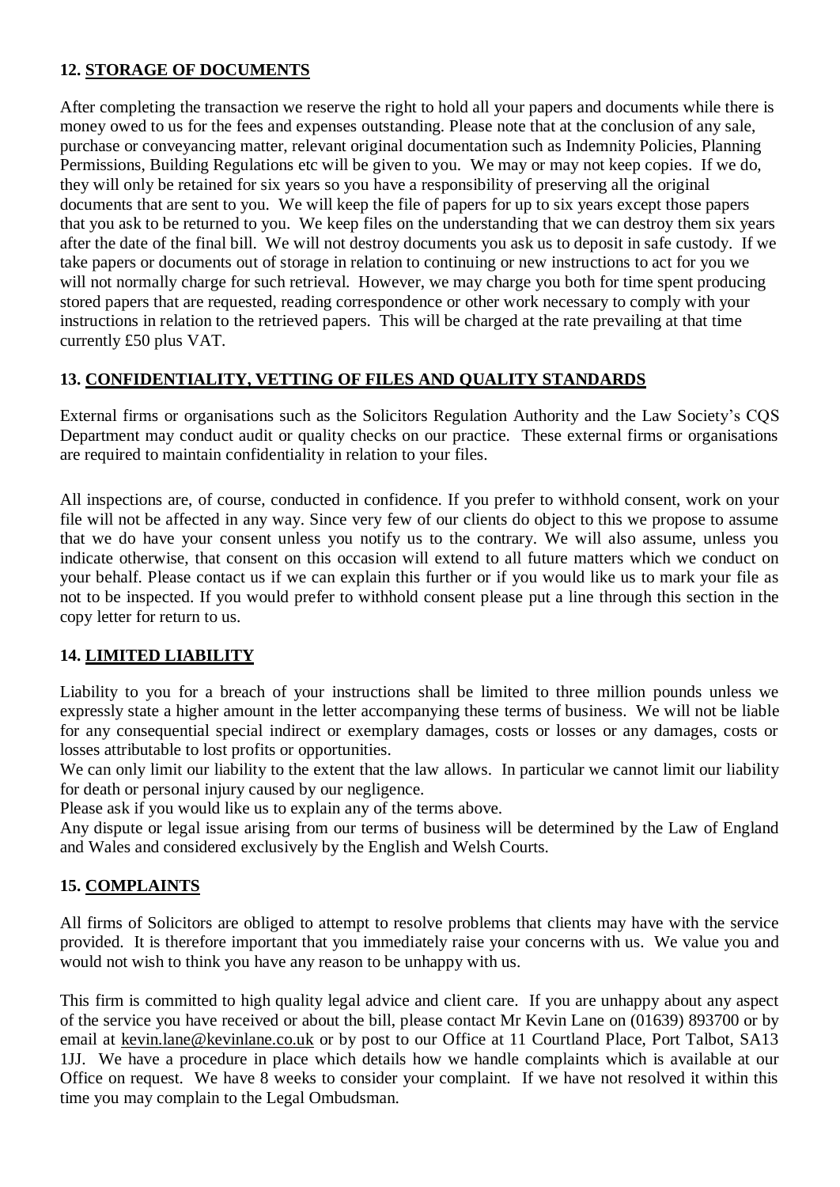## 12. STORAGE OF DOCUMENTS

After completing the transaction we reserve the right to hold all your papers and documents while there is money owed to us for the fees and expenses outstanding. Please note that at the conclusion of any sale, purchase or conveyancing matter, relevant original documentation such as Indemnity Policies, Planning Permissions, Building Regulations etc will be given to you. We may or may not keep copies. If we do, they will only be retained for six years so you have a responsibility of preserving all the original documents that are sent to you. We will keep the file of papers for up to six years except those papers that you ask to be returned to you. We keep files on the understanding that we can destroy them six years after the date of the final bill. We will not destroy documents you ask us to deposit in safe custody. If we take papers or documents out of storage in relation to continuing or new instructions to act for you we will not normally charge for such retrieval. However, we may charge you both for time spent producing stored papers that are requested, reading correspondence or other work necessary to comply with your instructions in relation to the retrieved papers. This will be charged at the rate prevailing at that time currently £50 plus VAT.

## 13. CONFIDENTIALITY, VETTING OF FILES AND QUALITY STANDARDS

External firms or organisations such as the Solicitors Regulation Authority and the Law Society's CQS Department may conduct audit or quality checks on our practice. These external firms or organisations are required to maintain confidentiality in relation to your files.

All inspections are, of course, conducted in confidence. If you prefer to withhold consent, work on your file will not be affected in any way. Since very few of our clients do object to this we propose to assume that we do have your consent unless you notify us to the contrary. We will also assume, unless you indicate otherwise, that consent on this occasion will extend to all future matters which we conduct on your behalf. Please contact us if we can explain this further or if you would like us to mark your file as not to be inspected. If you would prefer to withhold consent please put a line through this section in the copy letter for return to us.

## 14. LIMITED LIABILITY

Liability to you for a breach of your instructions shall be limited to three million pounds unless we expressly state a higher amount in the letter accompanying these terms of business. We will not be liable for any consequential special indirect or exemplary damages, costs or losses or any damages, costs or losses attributable to lost profits or opportunities.

We can only limit our liability to the extent that the law allows. In particular we cannot limit our liability for death or personal injury caused by our negligence.

Please ask if you would like us to explain any of the terms above.

Any dispute or legal issue arising from our terms of business will be determined by the Law of England and Wales and considered exclusively by the English and Welsh Courts.

## 15. COMPLAINTS

All firms of Solicitors are obliged to attempt to resolve problems that clients may have with the service provided. It is therefore important that you immediately raise your concerns with us. We value you and would not wish to think you have any reason to be unhappy with us.

This firm is committed to high quality legal advice and client care. If you are unhappy about any aspect of the service you have received or about the bill, please contact Mr Kevin Lane on (01639) 893700 or by email at kevin.lane@kevinlane.co.uk or by post to our Office at 11 Courtland Place, Port Talbot, SA13 1JJ. We have a procedure in place which details how we handle complaints which is available at our Office on request. We have 8 weeks to consider your complaint. If we have not resolved it within this time you may complain to the Legal Ombudsman.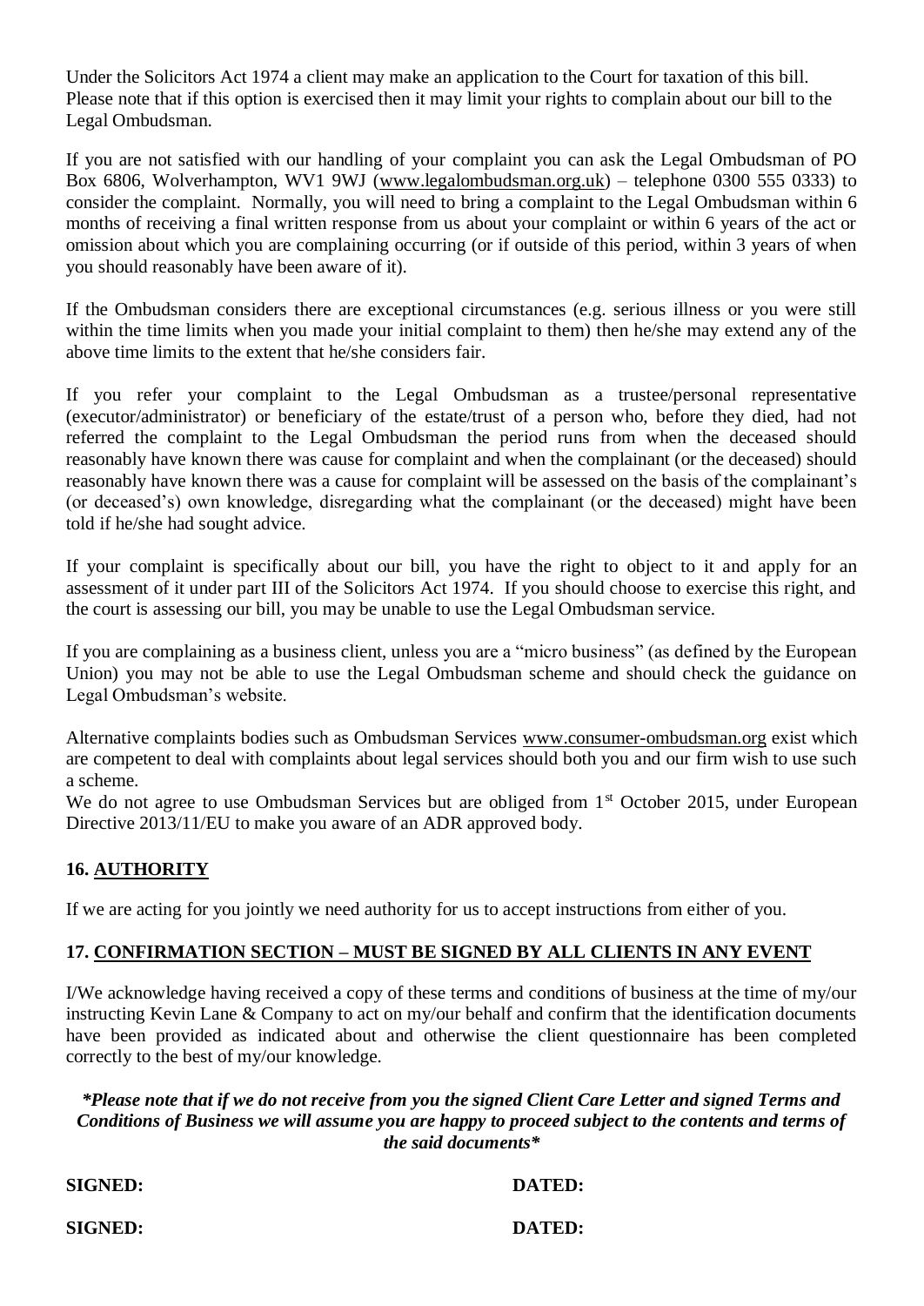Under the Solicitors Act 1974 a client may make an application to the Court for taxation of this bill. Please note that if this option is exercised then it may limit your rights to complain about our bill to the Legal Ombudsman.

If you are not satisfied with our handling of your complaint you can ask the Legal Ombudsman of PO Box 6806, Wolverhampton, WV1 9WJ (www.legalombudsman.org.uk) – telephone 0300 555 0333) to consider the complaint. Normally, you will need to bring a complaint to the Legal Ombudsman within 6 months of receiving a final written response from us about your complaint or within 6 years of the act or omission about which you are complaining occurring (or if outside of this period, within 3 years of when you should reasonably have been aware of it).

If the Ombudsman considers there are exceptional circumstances (e.g. serious illness or you were still within the time limits when you made your initial complaint to them) then he/she may extend any of the above time limits to the extent that he/she considers fair.

If you refer your complaint to the Legal Ombudsman as a trustee/personal representative (executor/administrator) or beneficiary of the estate/trust of a person who, before they died, had not referred the complaint to the Legal Ombudsman the period runs from when the deceased should reasonably have known there was cause for complaint and when the complainant (or the deceased) should reasonably have known there was a cause for complaint will be assessed on the basis of the complainant's (or deceased's) own knowledge, disregarding what the complainant (or the deceased) might have been told if he/she had sought advice.

If your complaint is specifically about our bill, you have the right to object to it and apply for an assessment of it under part III of the Solicitors Act 1974. If you should choose to exercise this right, and the court is assessing our bill, you may be unable to use the Legal Ombudsman service.

If you are complaining as a business client, unless you are a "micro business" (as defined by the European Union) you may not be able to use the Legal Ombudsman scheme and should check the guidance on Legal Ombudsman's website.

Alternative complaints bodies such as Ombudsman Services www.consumer-ombudsman.org exist which are competent to deal with complaints about legal services should both you and our firm wish to use such a scheme.
We do not agree to use Ombudsman Services but are obliged from 1st October 2015, under European Directive 2013/11/EU to make you aware of an ADR approved body.

## 16. AUTHORITY

If we are acting for you jointly we need authority for us to accept instructions from either of you.

## 17. CONFIRMATION SECTION – MUST BE SIGNED BY ALL CLIENTS IN ANY EVENT

I/We acknowledge having received a copy of these terms and conditions of business at the time of my/our instructing Kevin Lane & Company to act on my/our behalf and confirm that the identification documents have been provided as indicated about and otherwise the client questionnaire has been completed correctly to the best of my/our knowledge.

***Please note that if we do not receive from you the signed Client Care Letter and signed Terms and Conditions of Business we will assume you are happy to proceed subject to the contents and terms of the said documents***

**SIGNED:** **DATED:**

**SIGNED:** **DATED:**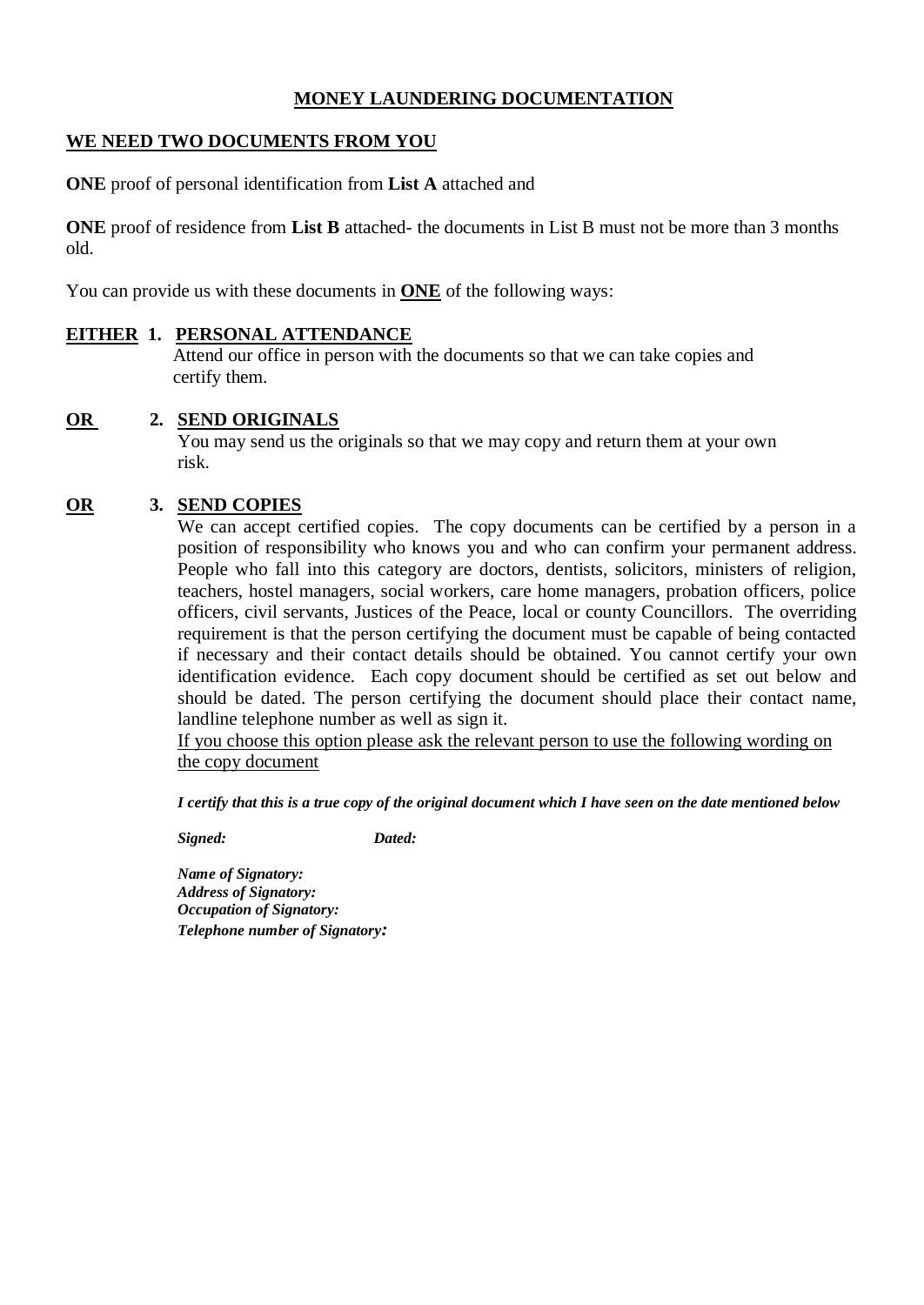# MONEY LAUNDERING DOCUMENTATION

## WE NEED TWO DOCUMENTS FROM YOU

**ONE** proof of personal identification from **List A** attached and

**ONE** proof of residence from **List B** attached- the documents in List B must not be more than 3 months old.

You can provide us with these documents in **ONE** of the following ways:

**EITHER 1. PERSONAL ATTENDANCE**

Attend our office in person with the documents so that we can take copies and certify them.

**OR 2. SEND ORIGINALS**

You may send us the originals so that we may copy and return them at your own risk.

**OR 3. SEND COPIES**

We can accept certified copies. The copy documents can be certified by a person in a position of responsibility who knows you and who can confirm your permanent address. People who fall into this category are doctors, dentists, solicitors, ministers of religion, teachers, hostel managers, social workers, care home managers, probation officers, police officers, civil servants, Justices of the Peace, local or county Councillors. The overriding requirement is that the person certifying the document must be capable of being contacted if necessary and their contact details should be obtained. You cannot certify your own identification evidence. Each copy document should be certified as set out below and should be dated. The person certifying the document should place their contact name, landline telephone number as well as sign it.

If you choose this option please ask the relevant person to use the following wording on the copy document

***I certify that this is a true copy of the original document which I have seen on the date mentioned below***

***Signed:*** ***Dated:***

***Name of Signatory:***
***Address of Signatory:***
***Occupation of Signatory:***
***Telephone number of Signatory:***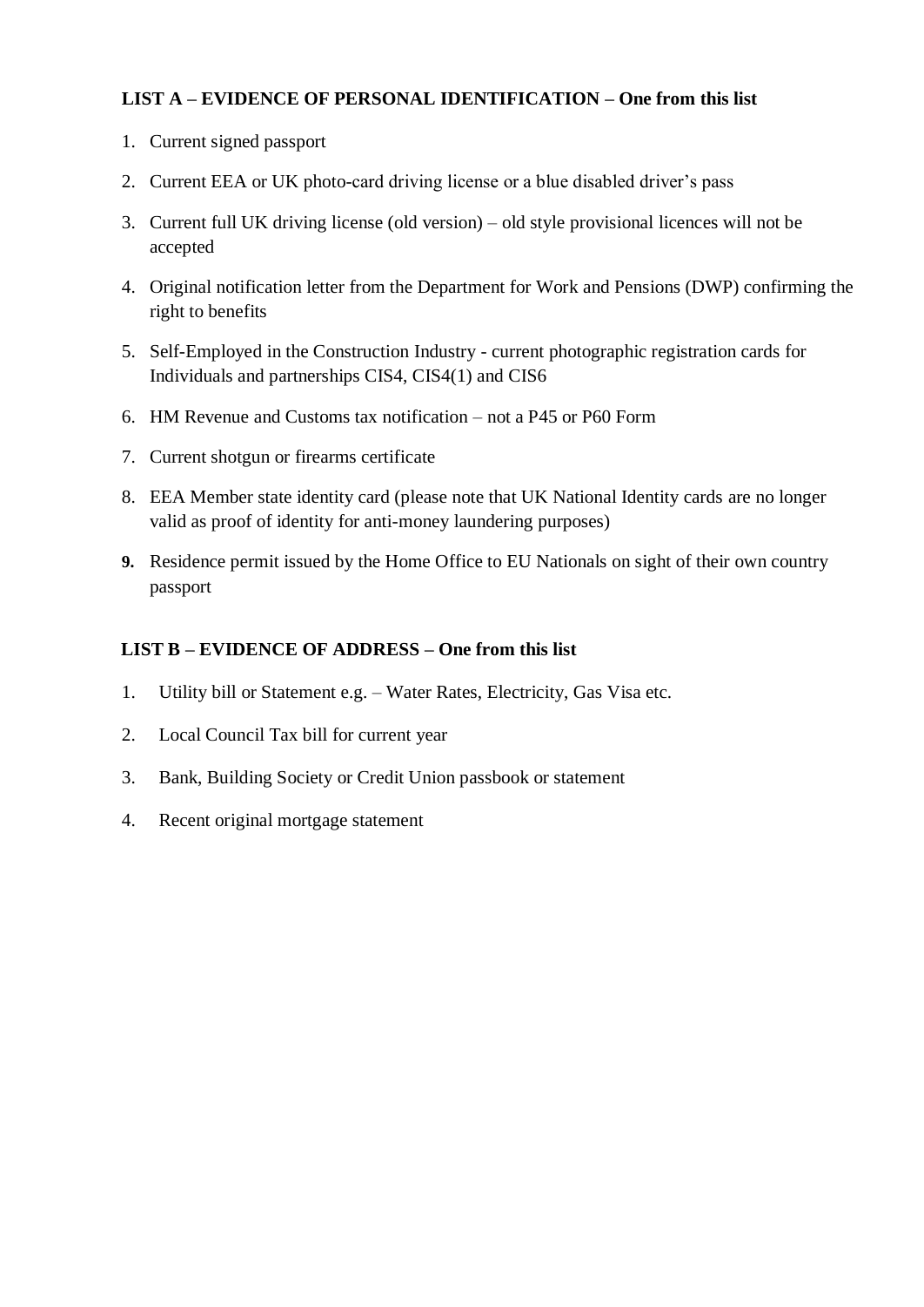**LIST A – EVIDENCE OF PERSONAL IDENTIFICATION – One from this list**

1. Current signed passport
2. Current EEA or UK photo-card driving license or a blue disabled driver's pass
3. Current full UK driving license (old version) – old style provisional licences will not be accepted
4. Original notification letter from the Department for Work and Pensions (DWP) confirming the right to benefits
5. Self-Employed in the Construction Industry - current photographic registration cards for Individuals and partnerships CIS4, CIS4(1) and CIS6
6. HM Revenue and Customs tax notification – not a P45 or P60 Form
7. Current shotgun or firearms certificate
8. EEA Member state identity card (please note that UK National Identity cards are no longer valid as proof of identity for anti-money laundering purposes)
9. Residence permit issued by the Home Office to EU Nationals on sight of their own country passport

**LIST B – EVIDENCE OF ADDRESS – One from this list**

1. Utility bill or Statement e.g. – Water Rates, Electricity, Gas Visa etc.
2. Local Council Tax bill for current year
3. Bank, Building Society or Credit Union passbook or statement
4. Recent original mortgage statement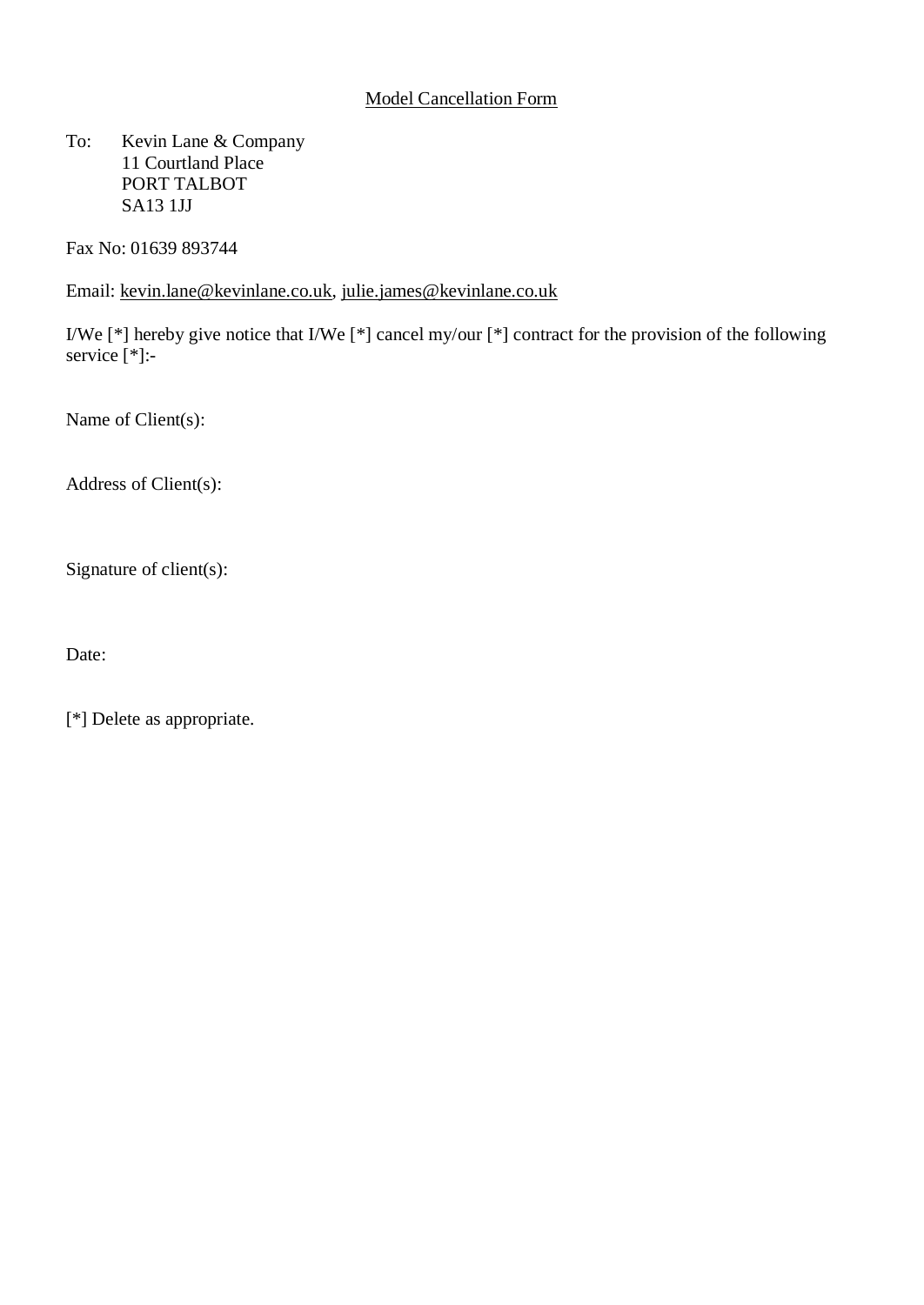Model Cancellation Form

To: Kevin Lane & Company
11 Courtland Place
PORT TALBOT
SA13 1JJ

Fax No: 01639 893744

Email: kevin.lane@kevinlane.co.uk, julie.james@kevinlane.co.uk

I/We [*] hereby give notice that I/We [*] cancel my/our [*] contract for the provision of the following service [*]:-

Name of Client(s):

Address of Client(s):

Signature of client(s):

Date:

[*] Delete as appropriate.